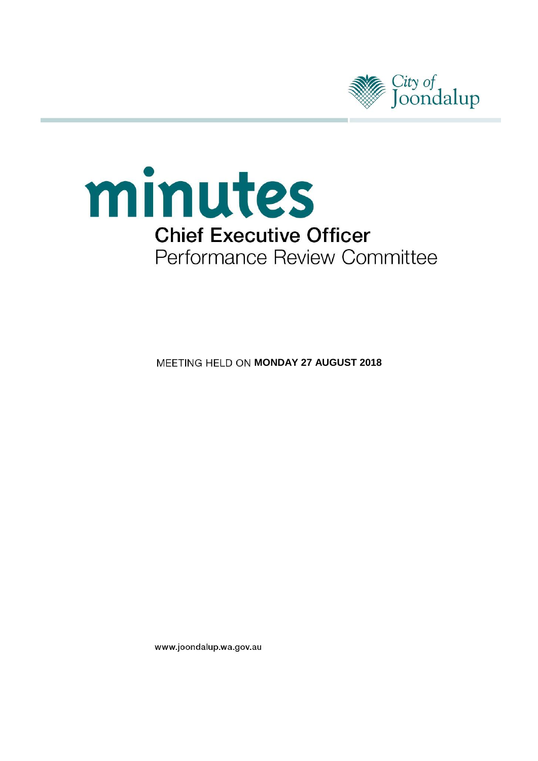City of Joondalup

# minutes

## Chief Executive Officer Performance Review Committee

MEETING HELD ON **MONDAY 27 AUGUST 2018**

www.joondalup.wa.gov.au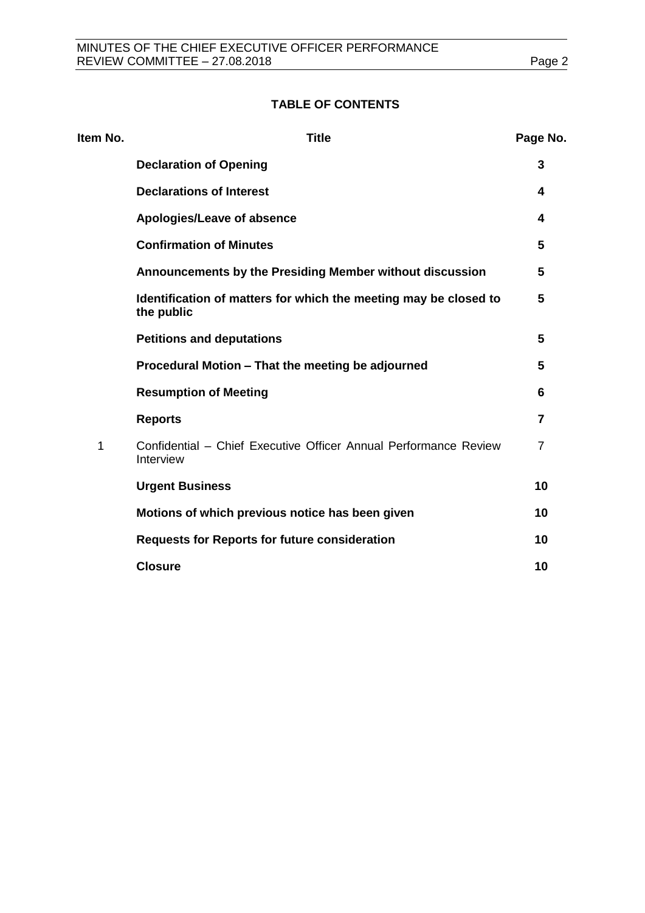**TABLE OF CONTENTS**

| Item No. | Title | Page No. |
|---|---|---|
| | **Declaration of Opening** | **3** |
| | **Declarations of Interest** | **4** |
| | **Apologies/Leave of absence** | **4** |
| | **Confirmation of Minutes** | **5** |
| | **Announcements by the Presiding Member without discussion** | **5** |
| | **Identification of matters for which the meeting may be closed to the public** | **5** |
| | **Petitions and deputations** | **5** |
| | **Procedural Motion – That the meeting be adjourned** | **5** |
| | **Resumption of Meeting** | **6** |
| | **Reports** | **7** |
| 1 | Confidential – Chief Executive Officer Annual Performance Review Interview | 7 |
| | **Urgent Business** | **10** |
| | **Motions of which previous notice has been given** | **10** |
| | **Requests for Reports for future consideration** | **10** |
| | **Closure** | **10** |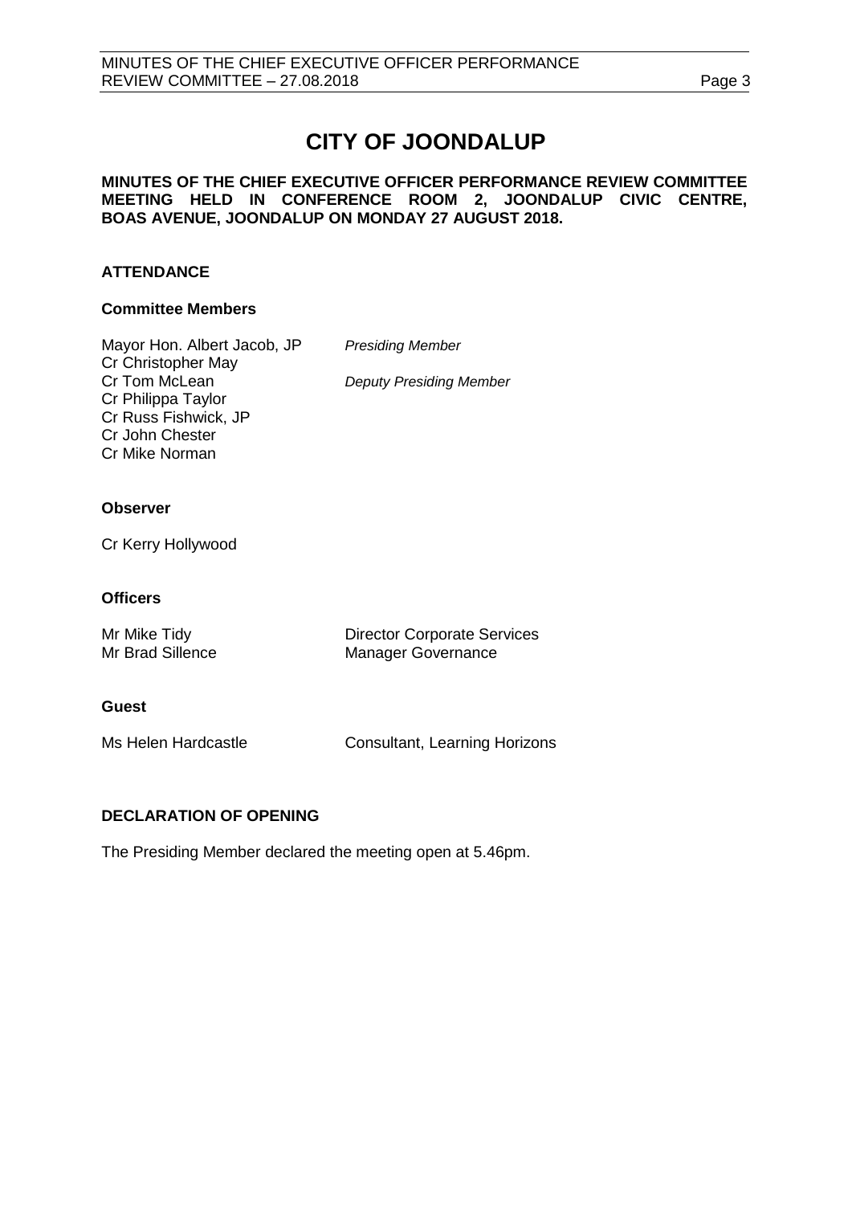# CITY OF JOONDALUP

**MINUTES OF THE CHIEF EXECUTIVE OFFICER PERFORMANCE REVIEW COMMITTEE MEETING HELD IN CONFERENCE ROOM 2, JOONDALUP CIVIC CENTRE, BOAS AVENUE, JOONDALUP ON MONDAY 27 AUGUST 2018.**

## ATTENDANCE

### Committee Members

| | |
|---|---|
| Mayor Hon. Albert Jacob, JP | *Presiding Member* |
| Cr Christopher May | |
| Cr Tom McLean | *Deputy Presiding Member* |
| Cr Philippa Taylor | |
| Cr Russ Fishwick, JP | |
| Cr John Chester | |
| Cr Mike Norman | |

### Observer

Cr Kerry Hollywood

### Officers

| | |
|---|---|
| Mr Mike Tidy | Director Corporate Services |
| Mr Brad Sillence | Manager Governance |

### Guest

| | |
|---|---|
| Ms Helen Hardcastle | Consultant, Learning Horizons |

## DECLARATION OF OPENING

The Presiding Member declared the meeting open at 5.46pm.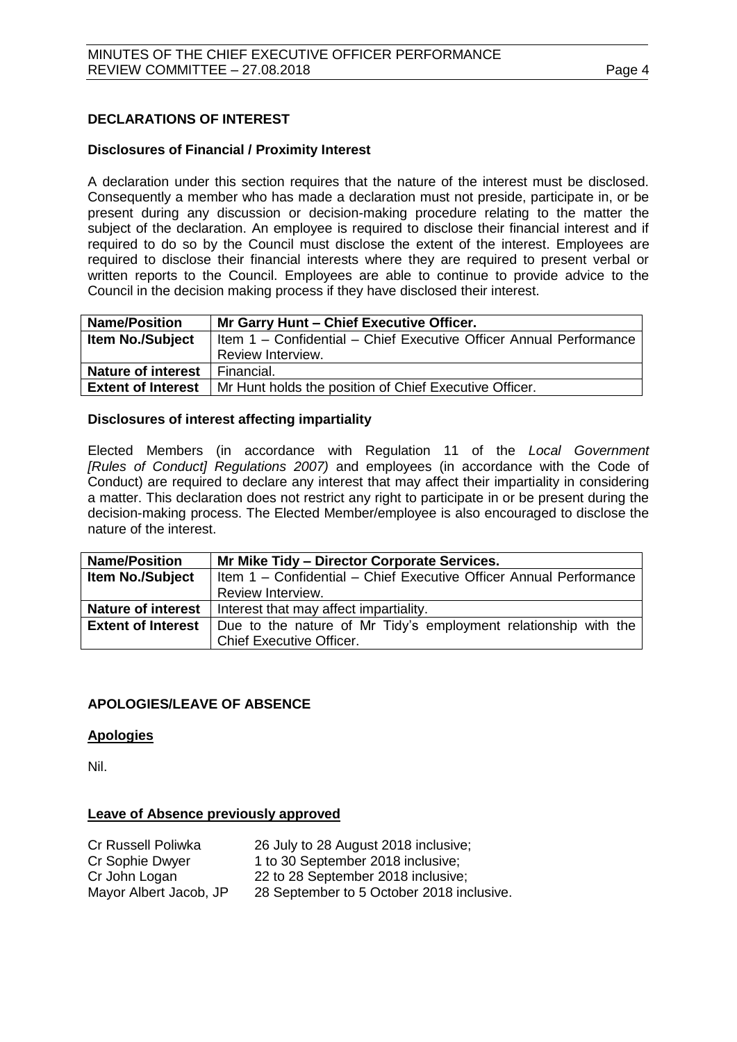## DECLARATIONS OF INTEREST

### Disclosures of Financial / Proximity Interest

A declaration under this section requires that the nature of the interest must be disclosed. Consequently a member who has made a declaration must not preside, participate in, or be present during any discussion or decision-making procedure relating to the matter the subject of the declaration. An employee is required to disclose their financial interest and if required to do so by the Council must disclose the extent of the interest. Employees are required to disclose their financial interests where they are required to present verbal or written reports to the Council. Employees are able to continue to provide advice to the Council in the decision making process if they have disclosed their interest.

| **Name/Position** | **Mr Garry Hunt – Chief Executive Officer.** |
|---|---|
| **Item No./Subject** | Item 1 – Confidential – Chief Executive Officer Annual Performance Review Interview. |
| **Nature of interest** | Financial. |
| **Extent of Interest** | Mr Hunt holds the position of Chief Executive Officer. |

### Disclosures of interest affecting impartiality

Elected Members (in accordance with Regulation 11 of the *Local Government [Rules of Conduct] Regulations 2007)* and employees (in accordance with the Code of Conduct) are required to declare any interest that may affect their impartiality in considering a matter. This declaration does not restrict any right to participate in or be present during the decision-making process. The Elected Member/employee is also encouraged to disclose the nature of the interest.

| **Name/Position** | **Mr Mike Tidy – Director Corporate Services.** |
|---|---|
| **Item No./Subject** | Item 1 – Confidential – Chief Executive Officer Annual Performance Review Interview. |
| **Nature of interest** | Interest that may affect impartiality. |
| **Extent of Interest** | Due to the nature of Mr Tidy's employment relationship with the Chief Executive Officer. |

## APOLOGIES/LEAVE OF ABSENCE

### Apologies

Nil.

### Leave of Absence previously approved

| | |
|---|---|
| Cr Russell Poliwka | 26 July to 28 August 2018 inclusive; |
| Cr Sophie Dwyer | 1 to 30 September 2018 inclusive; |
| Cr John Logan | 22 to 28 September 2018 inclusive; |
| Mayor Albert Jacob, JP | 28 September to 5 October 2018 inclusive. |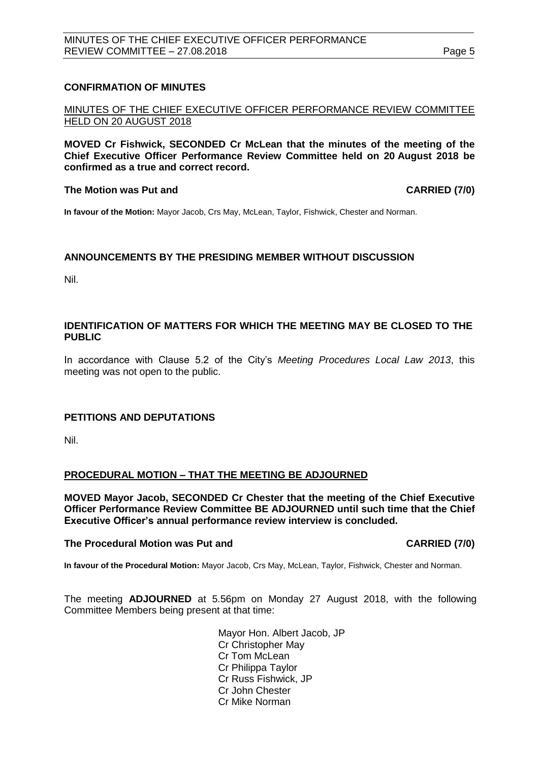## CONFIRMATION OF MINUTES

<u>MINUTES OF THE CHIEF EXECUTIVE OFFICER PERFORMANCE REVIEW COMMITTEE HELD ON 20 AUGUST 2018</u>

**MOVED Cr Fishwick, SECONDED Cr McLean that the minutes of the meeting of the Chief Executive Officer Performance Review Committee held on 20 August 2018 be confirmed as a true and correct record.**

**The Motion was Put and CARRIED (7/0)**

**In favour of the Motion:** Mayor Jacob, Crs May, McLean, Taylor, Fishwick, Chester and Norman.

## ANNOUNCEMENTS BY THE PRESIDING MEMBER WITHOUT DISCUSSION

Nil.

## IDENTIFICATION OF MATTERS FOR WHICH THE MEETING MAY BE CLOSED TO THE PUBLIC

In accordance with Clause 5.2 of the City's *Meeting Procedures Local Law 2013*, this meeting was not open to the public.

## PETITIONS AND DEPUTATIONS

Nil.

## <u>PROCEDURAL MOTION – THAT THE MEETING BE ADJOURNED</u>

**MOVED Mayor Jacob, SECONDED Cr Chester that the meeting of the Chief Executive Officer Performance Review Committee BE ADJOURNED until such time that the Chief Executive Officer's annual performance review interview is concluded.**

**The Procedural Motion was Put and CARRIED (7/0)**

**In favour of the Procedural Motion:** Mayor Jacob, Crs May, McLean, Taylor, Fishwick, Chester and Norman.

The meeting **ADJOURNED** at 5.56pm on Monday 27 August 2018, with the following Committee Members being present at that time:

Mayor Hon. Albert Jacob, JP
Cr Christopher May
Cr Tom McLean
Cr Philippa Taylor
Cr Russ Fishwick, JP
Cr John Chester
Cr Mike Norman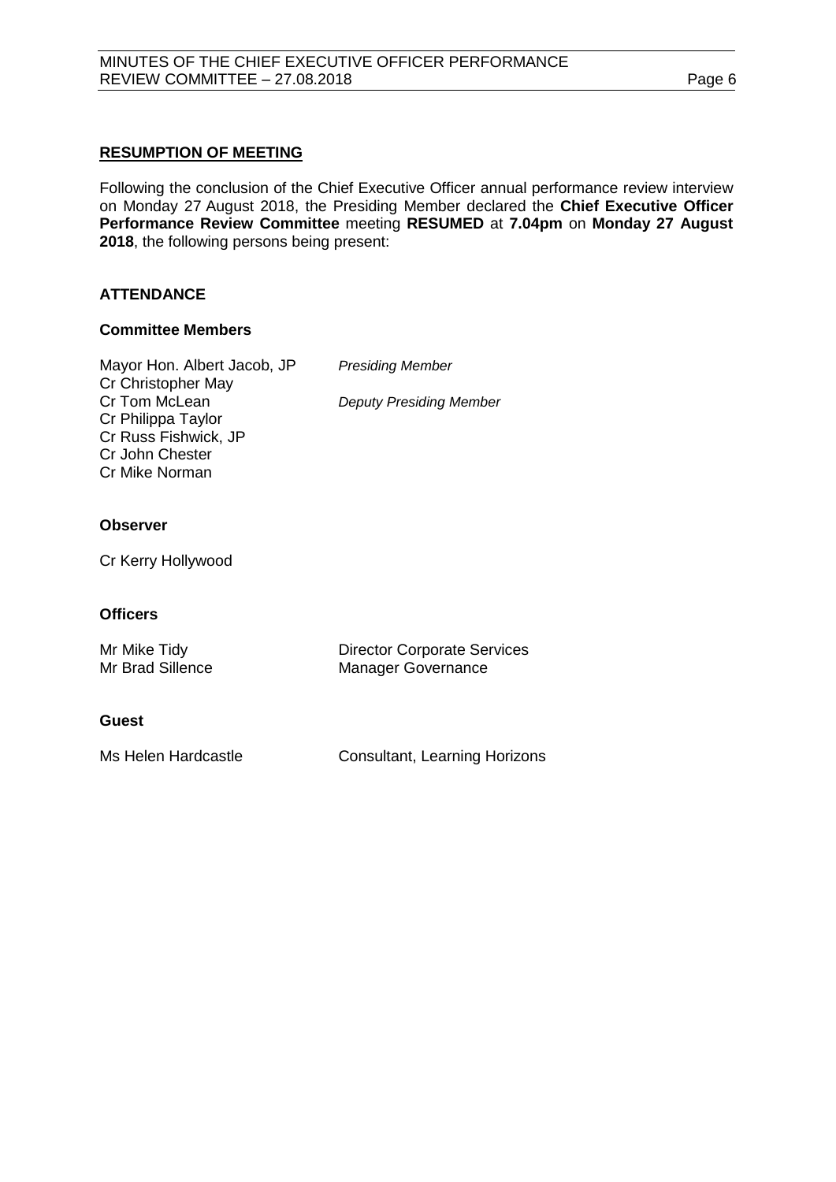## RESUMPTION OF MEETING

Following the conclusion of the Chief Executive Officer annual performance review interview on Monday 27 August 2018, the Presiding Member declared the **Chief Executive Officer Performance Review Committee** meeting **RESUMED** at **7.04pm** on **Monday 27 August 2018**, the following persons being present:

### ATTENDANCE

**Committee Members**

| | |
|---|---|
| Mayor Hon. Albert Jacob, JP | *Presiding Member* |
| Cr Christopher May | |
| Cr Tom McLean | *Deputy Presiding Member* |
| Cr Philippa Taylor | |
| Cr Russ Fishwick, JP | |
| Cr John Chester | |
| Cr Mike Norman | |

**Observer**

Cr Kerry Hollywood

**Officers**

| | |
|---|---|
| Mr Mike Tidy | Director Corporate Services |
| Mr Brad Sillence | Manager Governance |

**Guest**

| | |
|---|---|
| Ms Helen Hardcastle | Consultant, Learning Horizons |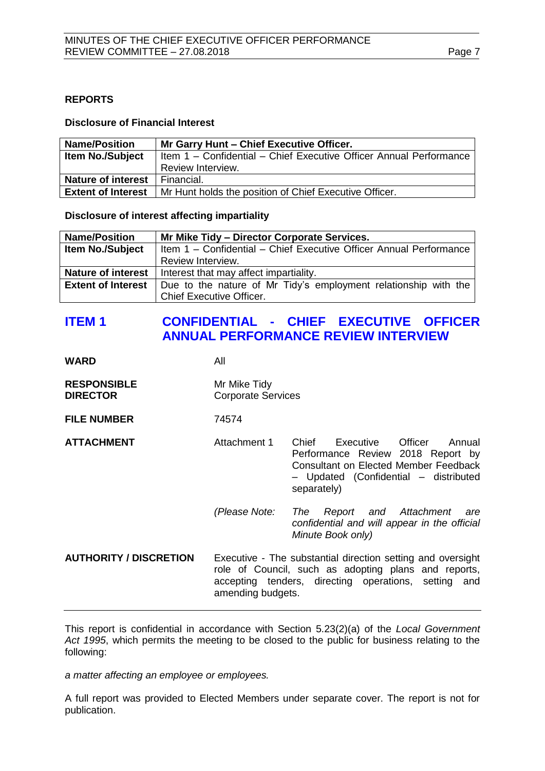**REPORTS**

**Disclosure of Financial Interest**

| **Name/Position** | **Mr Garry Hunt – Chief Executive Officer.** |
|---|---|
| **Item No./Subject** | Item 1 – Confidential – Chief Executive Officer Annual Performance Review Interview. |
| **Nature of interest** | Financial. |
| **Extent of Interest** | Mr Hunt holds the position of Chief Executive Officer. |

**Disclosure of interest affecting impartiality**

| **Name/Position** | **Mr Mike Tidy – Director Corporate Services.** |
|---|---|
| **Item No./Subject** | Item 1 – Confidential – Chief Executive Officer Annual Performance Review Interview. |
| **Nature of interest** | Interest that may affect impartiality. |
| **Extent of Interest** | Due to the nature of Mr Tidy's employment relationship with the Chief Executive Officer. |

## ITEM 1 CONFIDENTIAL - CHIEF EXECUTIVE OFFICER ANNUAL PERFORMANCE REVIEW INTERVIEW

**WARD** All

**RESPONSIBLE DIRECTOR** Mr Mike Tidy
Corporate Services

**FILE NUMBER** 74574

**ATTACHMENT** Attachment 1 Chief Executive Officer Annual Performance Review 2018 Report by Consultant on Elected Member Feedback – Updated (Confidential – distributed separately)

*(Please Note: The Report and Attachment are confidential and will appear in the official Minute Book only)*

**AUTHORITY / DISCRETION** Executive - The substantial direction setting and oversight role of Council, such as adopting plans and reports, accepting tenders, directing operations, setting and amending budgets.

---

This report is confidential in accordance with Section 5.23(2)(a) of the *Local Government Act 1995*, which permits the meeting to be closed to the public for business relating to the following:

*a matter affecting an employee or employees.*

A full report was provided to Elected Members under separate cover. The report is not for publication.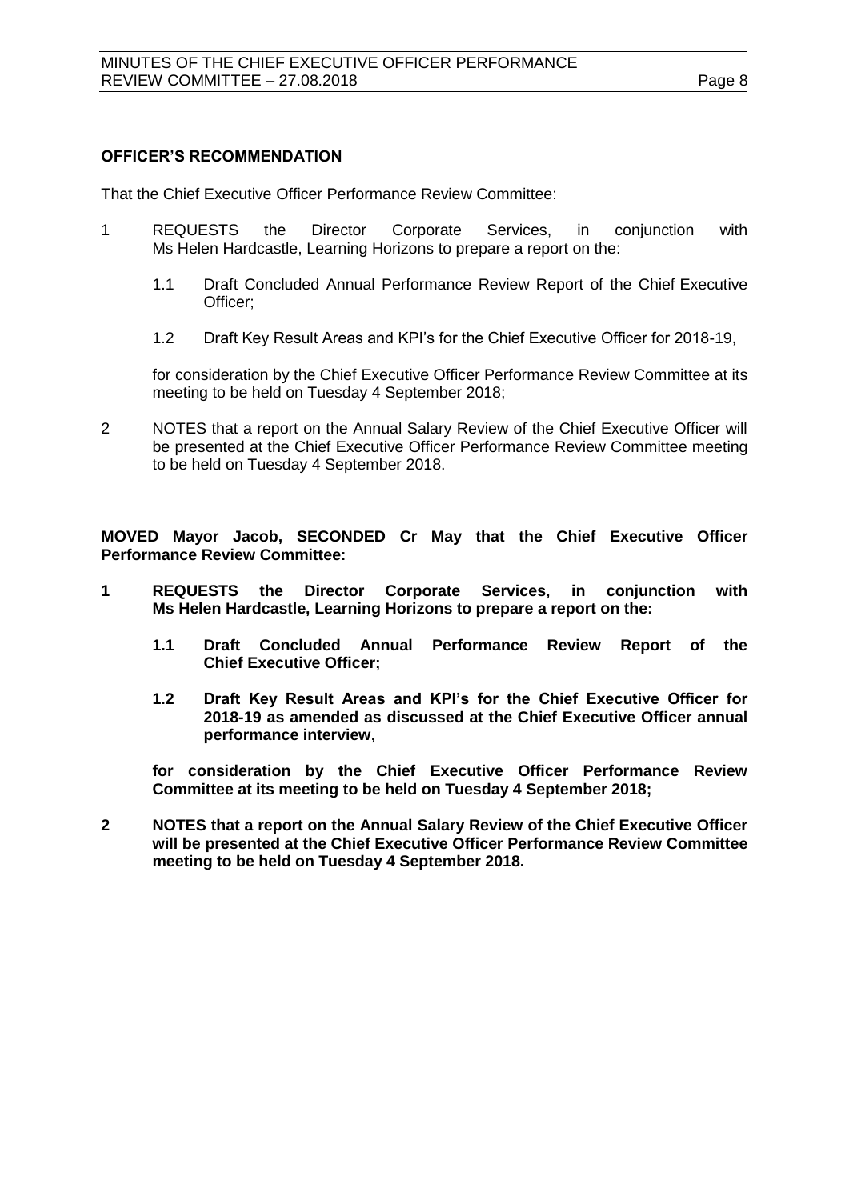**OFFICER'S RECOMMENDATION**

That the Chief Executive Officer Performance Review Committee:

1 REQUESTS the Director Corporate Services, in conjunction with Ms Helen Hardcastle, Learning Horizons to prepare a report on the:

   1.1 Draft Concluded Annual Performance Review Report of the Chief Executive Officer;

   1.2 Draft Key Result Areas and KPI's for the Chief Executive Officer for 2018-19,

   for consideration by the Chief Executive Officer Performance Review Committee at its meeting to be held on Tuesday 4 September 2018;

2 NOTES that a report on the Annual Salary Review of the Chief Executive Officer will be presented at the Chief Executive Officer Performance Review Committee meeting to be held on Tuesday 4 September 2018.

**MOVED Mayor Jacob, SECONDED Cr May that the Chief Executive Officer Performance Review Committee:**

**1 REQUESTS the Director Corporate Services, in conjunction with Ms Helen Hardcastle, Learning Horizons to prepare a report on the:**

   **1.1 Draft Concluded Annual Performance Review Report of the Chief Executive Officer;**

   **1.2 Draft Key Result Areas and KPI's for the Chief Executive Officer for 2018-19 as amended as discussed at the Chief Executive Officer annual performance interview,**

   **for consideration by the Chief Executive Officer Performance Review Committee at its meeting to be held on Tuesday 4 September 2018;**

**2 NOTES that a report on the Annual Salary Review of the Chief Executive Officer will be presented at the Chief Executive Officer Performance Review Committee meeting to be held on Tuesday 4 September 2018.**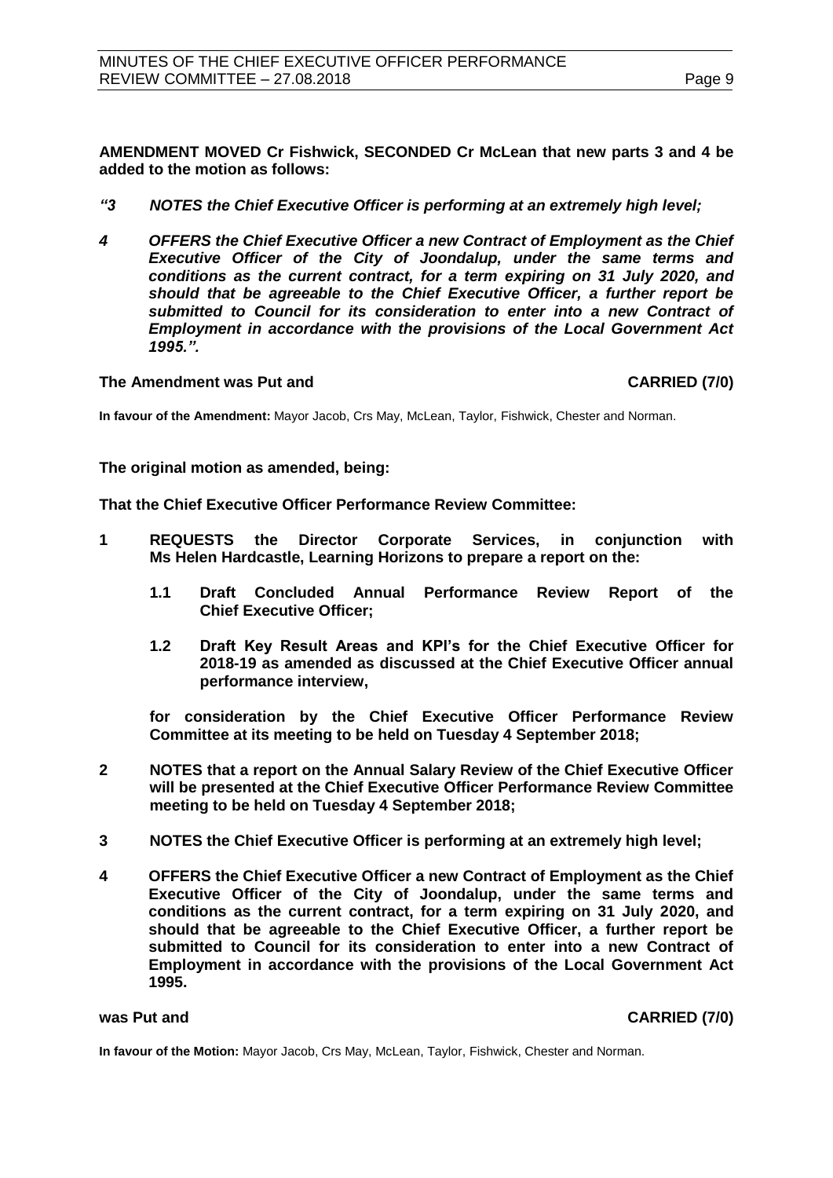**AMENDMENT MOVED Cr Fishwick, SECONDED Cr McLean that new parts 3 and 4 be added to the motion as follows:**

***"3 NOTES the Chief Executive Officer is performing at an extremely high level;***

***4 OFFERS the Chief Executive Officer a new Contract of Employment as the Chief Executive Officer of the City of Joondalup, under the same terms and conditions as the current contract, for a term expiring on 31 July 2020, and should that be agreeable to the Chief Executive Officer, a further report be submitted to Council for its consideration to enter into a new Contract of Employment in accordance with the provisions of the Local Government Act 1995.".***

**The Amendment was Put and CARRIED (7/0)**

**In favour of the Amendment:** Mayor Jacob, Crs May, McLean, Taylor, Fishwick, Chester and Norman.

**The original motion as amended, being:**

**That the Chief Executive Officer Performance Review Committee:**

**1 REQUESTS the Director Corporate Services, in conjunction with Ms Helen Hardcastle, Learning Horizons to prepare a report on the:**

   **1.1 Draft Concluded Annual Performance Review Report of the Chief Executive Officer;**

   **1.2 Draft Key Result Areas and KPI's for the Chief Executive Officer for 2018-19 as amended as discussed at the Chief Executive Officer annual performance interview,**

   **for consideration by the Chief Executive Officer Performance Review Committee at its meeting to be held on Tuesday 4 September 2018;**

**2 NOTES that a report on the Annual Salary Review of the Chief Executive Officer will be presented at the Chief Executive Officer Performance Review Committee meeting to be held on Tuesday 4 September 2018;**

**3 NOTES the Chief Executive Officer is performing at an extremely high level;**

**4 OFFERS the Chief Executive Officer a new Contract of Employment as the Chief Executive Officer of the City of Joondalup, under the same terms and conditions as the current contract, for a term expiring on 31 July 2020, and should that be agreeable to the Chief Executive Officer, a further report be submitted to Council for its consideration to enter into a new Contract of Employment in accordance with the provisions of the Local Government Act 1995.**

**was Put and CARRIED (7/0)**

**In favour of the Motion:** Mayor Jacob, Crs May, McLean, Taylor, Fishwick, Chester and Norman.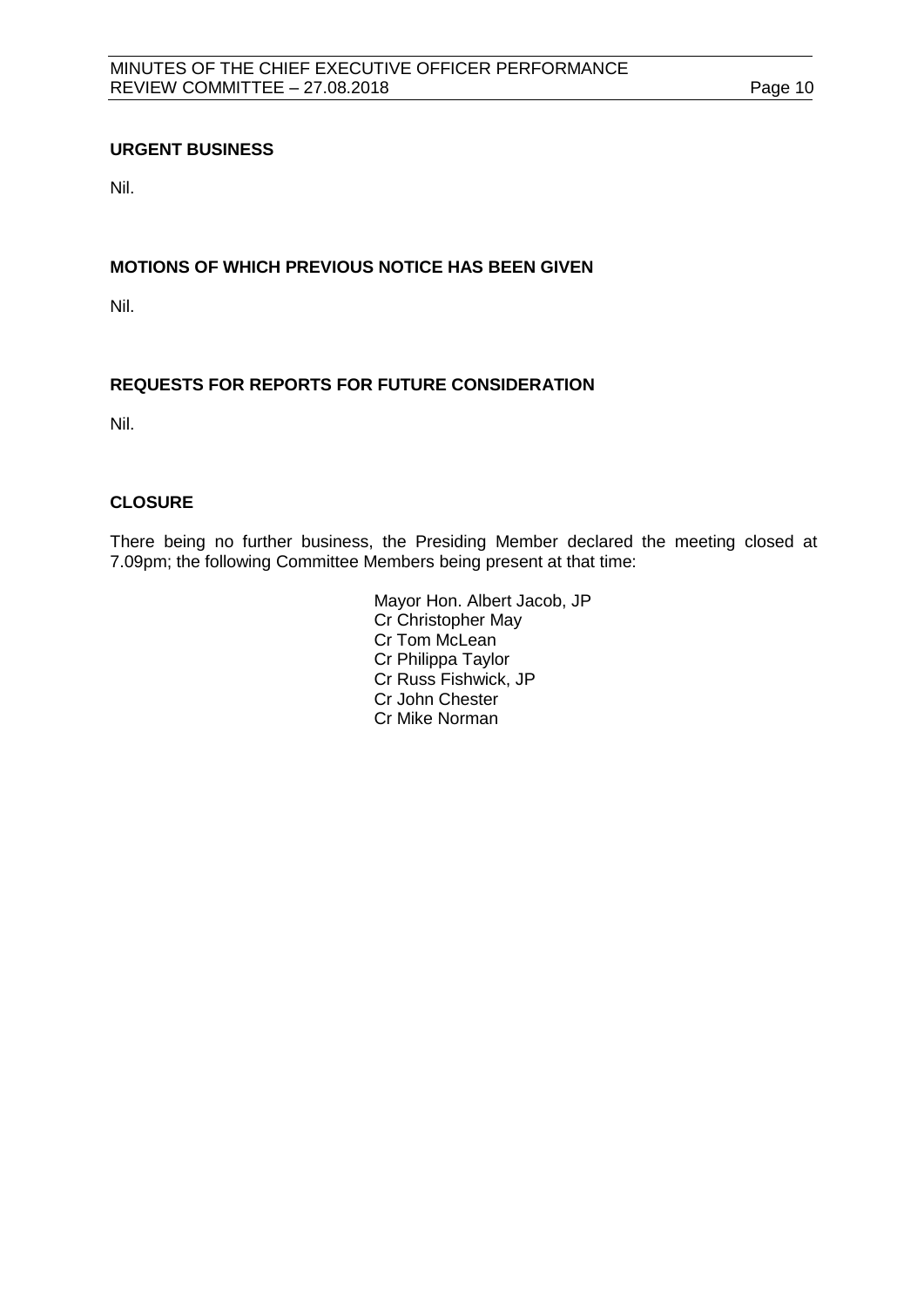## URGENT BUSINESS

Nil.

## MOTIONS OF WHICH PREVIOUS NOTICE HAS BEEN GIVEN

Nil.

## REQUESTS FOR REPORTS FOR FUTURE CONSIDERATION

Nil.

## CLOSURE

There being no further business, the Presiding Member declared the meeting closed at 7.09pm; the following Committee Members being present at that time:

Mayor Hon. Albert Jacob, JP
Cr Christopher May
Cr Tom McLean
Cr Philippa Taylor
Cr Russ Fishwick, JP
Cr John Chester
Cr Mike Norman